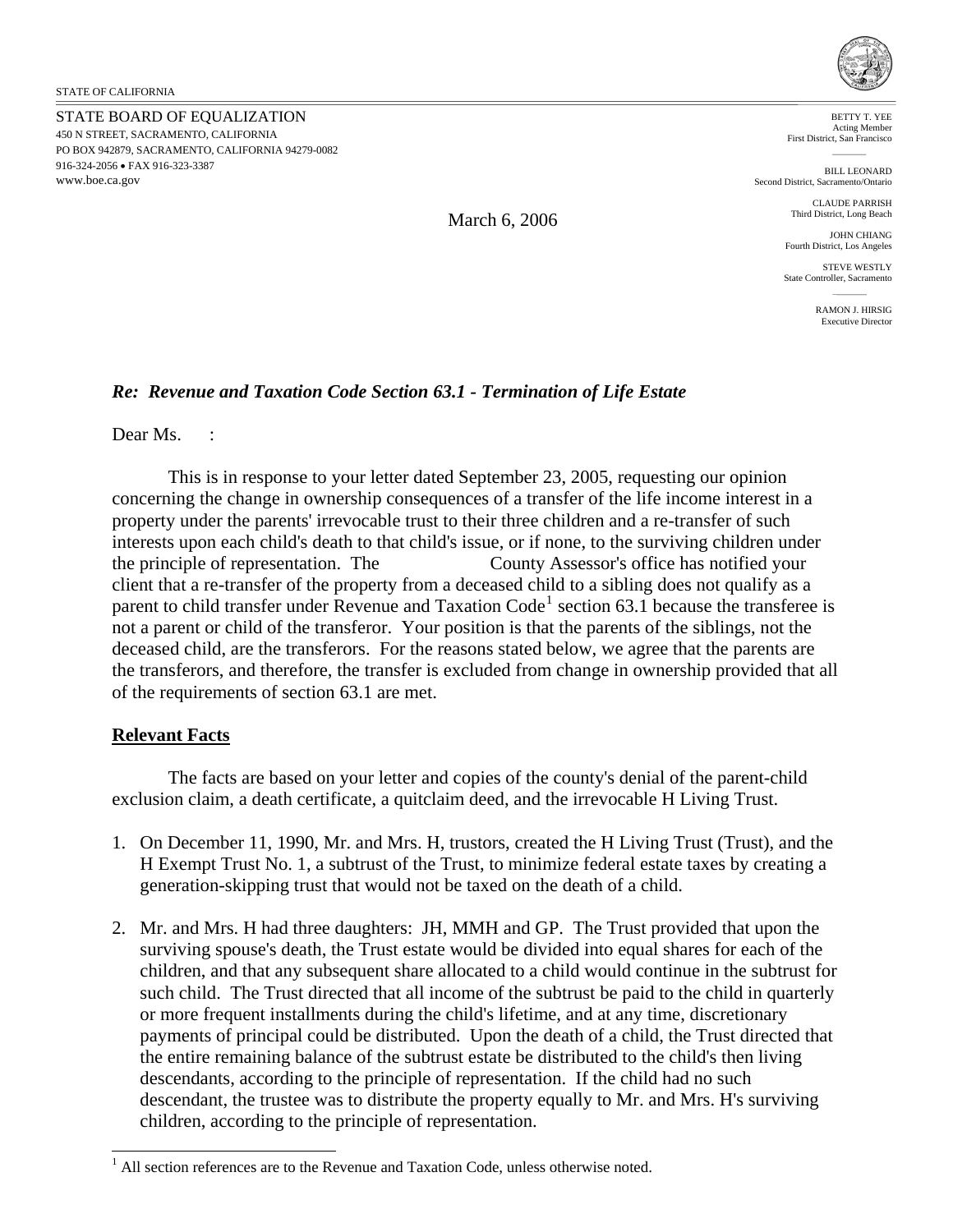STATE OF CALIFORNIA

STATE BOARD OF EQUALIZATION
450 N STREET, SACRAMENTO, CALIFORNIA
PO BOX 942879, SACRAMENTO, CALIFORNIA 94279-0082
916-324-2056 • FAX 916-323-3387
www.boe.ca.gov

BETTY T. YEE
Acting Member
First District, San Francisco

BILL LEONARD
Second District, Sacramento/Ontario

CLAUDE PARRISH
Third District, Long Beach

JOHN CHIANG
Fourth District, Los Angeles

STEVE WESTLY
State Controller, Sacramento

RAMON J. HIRSIG
Executive Director

March 6, 2006

***Re: Revenue and Taxation Code Section 63.1 - Termination of Life Estate***

Dear Ms. :

This is in response to your letter dated September 23, 2005, requesting our opinion concerning the change in ownership consequences of a transfer of the life income interest in a property under the parents' irrevocable trust to their three children and a re-transfer of such interests upon each child's death to that child's issue, or if none, to the surviving children under the principle of representation. The County Assessor's office has notified your client that a re-transfer of the property from a deceased child to a sibling does not qualify as a parent to child transfer under Revenue and Taxation Code[1] section 63.1 because the transferee is not a parent or child of the transferor. Your position is that the parents of the siblings, not the deceased child, are the transferors. For the reasons stated below, we agree that the parents are the transferors, and therefore, the transfer is excluded from change in ownership provided that all of the requirements of section 63.1 are met.

## Relevant Facts

The facts are based on your letter and copies of the county's denial of the parent-child exclusion claim, a death certificate, a quitclaim deed, and the irrevocable H Living Trust.

1. On December 11, 1990, Mr. and Mrs. H, trustors, created the H Living Trust (Trust), and the H Exempt Trust No. 1, a subtrust of the Trust, to minimize federal estate taxes by creating a generation-skipping trust that would not be taxed on the death of a child.

2. Mr. and Mrs. H had three daughters: JH, MMH and GP. The Trust provided that upon the surviving spouse's death, the Trust estate would be divided into equal shares for each of the children, and that any subsequent share allocated to a child would continue in the subtrust for such child. The Trust directed that all income of the subtrust be paid to the child in quarterly or more frequent installments during the child's lifetime, and at any time, discretionary payments of principal could be distributed. Upon the death of a child, the Trust directed that the entire remaining balance of the subtrust estate be distributed to the child's then living descendants, according to the principle of representation. If the child had no such descendant, the trustee was to distribute the property equally to Mr. and Mrs. H's surviving children, according to the principle of representation.

[1] All section references are to the Revenue and Taxation Code, unless otherwise noted.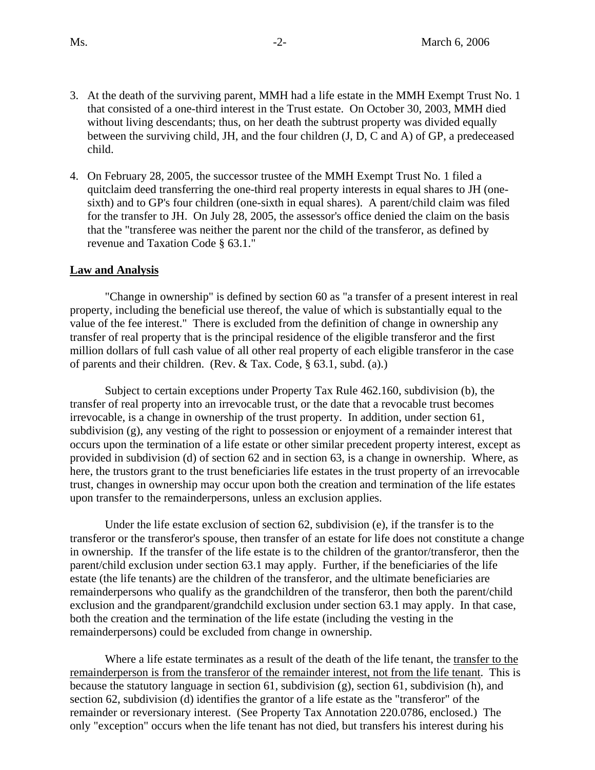3. At the death of the surviving parent, MMH had a life estate in the MMH Exempt Trust No. 1 that consisted of a one-third interest in the Trust estate. On October 30, 2003, MMH died without living descendants; thus, on her death the subtrust property was divided equally between the surviving child, JH, and the four children (J, D, C and A) of GP, a predeceased child.

4. On February 28, 2005, the successor trustee of the MMH Exempt Trust No. 1 filed a quitclaim deed transferring the one-third real property interests in equal shares to JH (one-sixth) and to GP's four children (one-sixth in equal shares). A parent/child claim was filed for the transfer to JH. On July 28, 2005, the assessor's office denied the claim on the basis that the "transferee was neither the parent nor the child of the transferor, as defined by revenue and Taxation Code § 63.1."

## **Law and Analysis**

"Change in ownership" is defined by section 60 as "a transfer of a present interest in real property, including the beneficial use thereof, the value of which is substantially equal to the value of the fee interest." There is excluded from the definition of change in ownership any transfer of real property that is the principal residence of the eligible transferor and the first million dollars of full cash value of all other real property of each eligible transferor in the case of parents and their children. (Rev. & Tax. Code, § 63.1, subd. (a).)

Subject to certain exceptions under Property Tax Rule 462.160, subdivision (b), the transfer of real property into an irrevocable trust, or the date that a revocable trust becomes irrevocable, is a change in ownership of the trust property. In addition, under section 61, subdivision (g), any vesting of the right to possession or enjoyment of a remainder interest that occurs upon the termination of a life estate or other similar precedent property interest, except as provided in subdivision (d) of section 62 and in section 63, is a change in ownership. Where, as here, the trustors grant to the trust beneficiaries life estates in the trust property of an irrevocable trust, changes in ownership may occur upon both the creation and termination of the life estates upon transfer to the remainderpersons, unless an exclusion applies.

Under the life estate exclusion of section 62, subdivision (e), if the transfer is to the transferor or the transferor's spouse, then transfer of an estate for life does not constitute a change in ownership. If the transfer of the life estate is to the children of the grantor/transferor, then the parent/child exclusion under section 63.1 may apply. Further, if the beneficiaries of the life estate (the life tenants) are the children of the transferor, and the ultimate beneficiaries are remainderpersons who qualify as the grandchildren of the transferor, then both the parent/child exclusion and the grandparent/grandchild exclusion under section 63.1 may apply. In that case, both the creation and the termination of the life estate (including the vesting in the remainderpersons) could be excluded from change in ownership.

Where a life estate terminates as a result of the death of the life tenant, the <u>transfer to the remainderperson is from the transferor of the remainder interest, not from the life tenant</u>. This is because the statutory language in section 61, subdivision (g), section 61, subdivision (h), and section 62, subdivision (d) identifies the grantor of a life estate as the "transferor" of the remainder or reversionary interest. (See Property Tax Annotation 220.0786, enclosed.) The only "exception" occurs when the life tenant has not died, but transfers his interest during his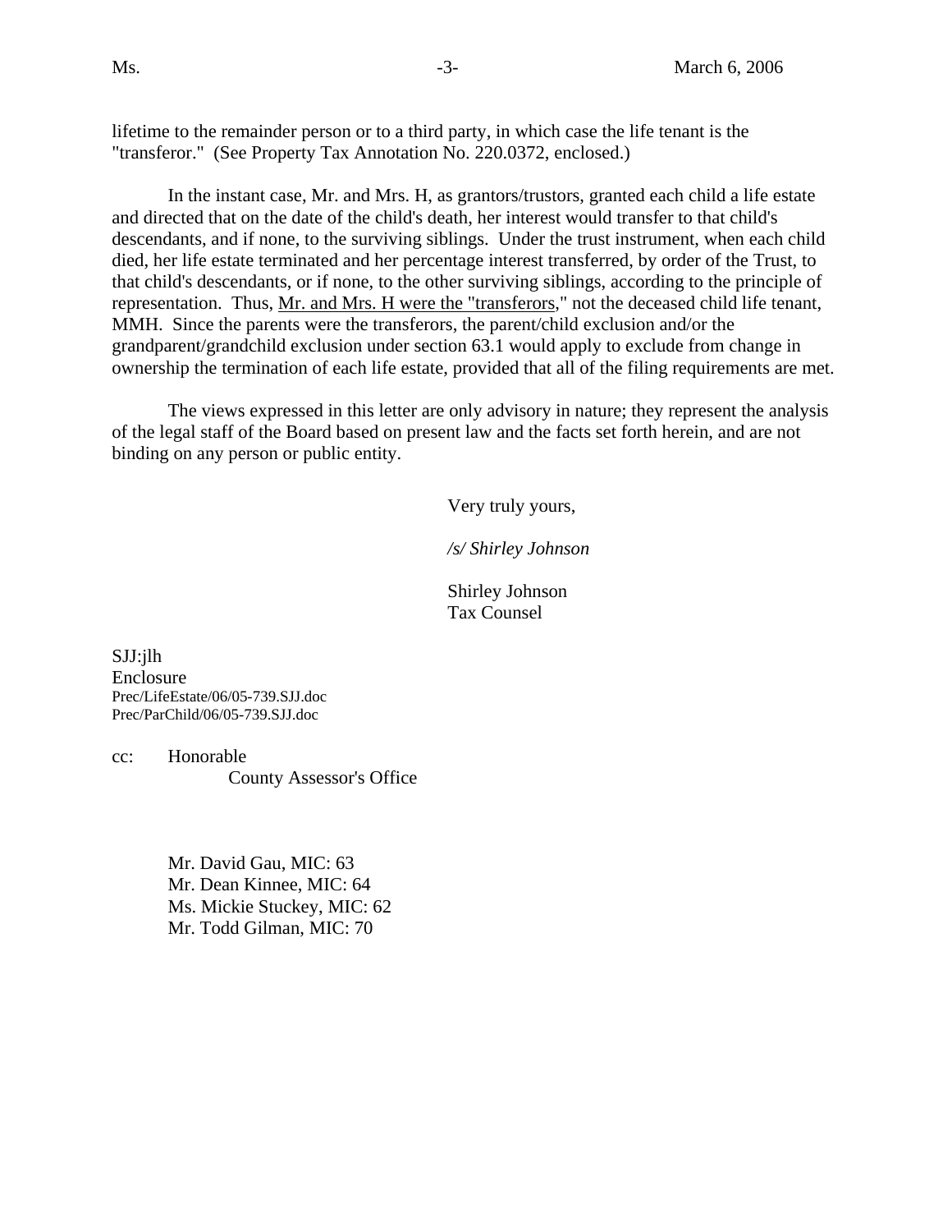lifetime to the remainder person or to a third party, in which case the life tenant is the "transferor." (See Property Tax Annotation No. 220.0372, enclosed.)

In the instant case, Mr. and Mrs. H, as grantors/trustors, granted each child a life estate and directed that on the date of the child's death, her interest would transfer to that child's descendants, and if none, to the surviving siblings. Under the trust instrument, when each child died, her life estate terminated and her percentage interest transferred, by order of the Trust, to that child's descendants, or if none, to the other surviving siblings, according to the principle of representation. Thus, Mr. and Mrs. H were the "transferors," not the deceased child life tenant, MMH. Since the parents were the transferors, the parent/child exclusion and/or the grandparent/grandchild exclusion under section 63.1 would apply to exclude from change in ownership the termination of each life estate, provided that all of the filing requirements are met.

The views expressed in this letter are only advisory in nature; they represent the analysis of the legal staff of the Board based on present law and the facts set forth herein, and are not binding on any person or public entity.

Very truly yours,

*/s/ Shirley Johnson*

Shirley Johnson
Tax Counsel

SJJ:jlh
Enclosure
Prec/LifeEstate/06/05-739.SJJ.doc
Prec/ParChild/06/05-739.SJJ.doc

cc: Honorable
County Assessor's Office

Mr. David Gau, MIC: 63
Mr. Dean Kinnee, MIC: 64
Ms. Mickie Stuckey, MIC: 62
Mr. Todd Gilman, MIC: 70